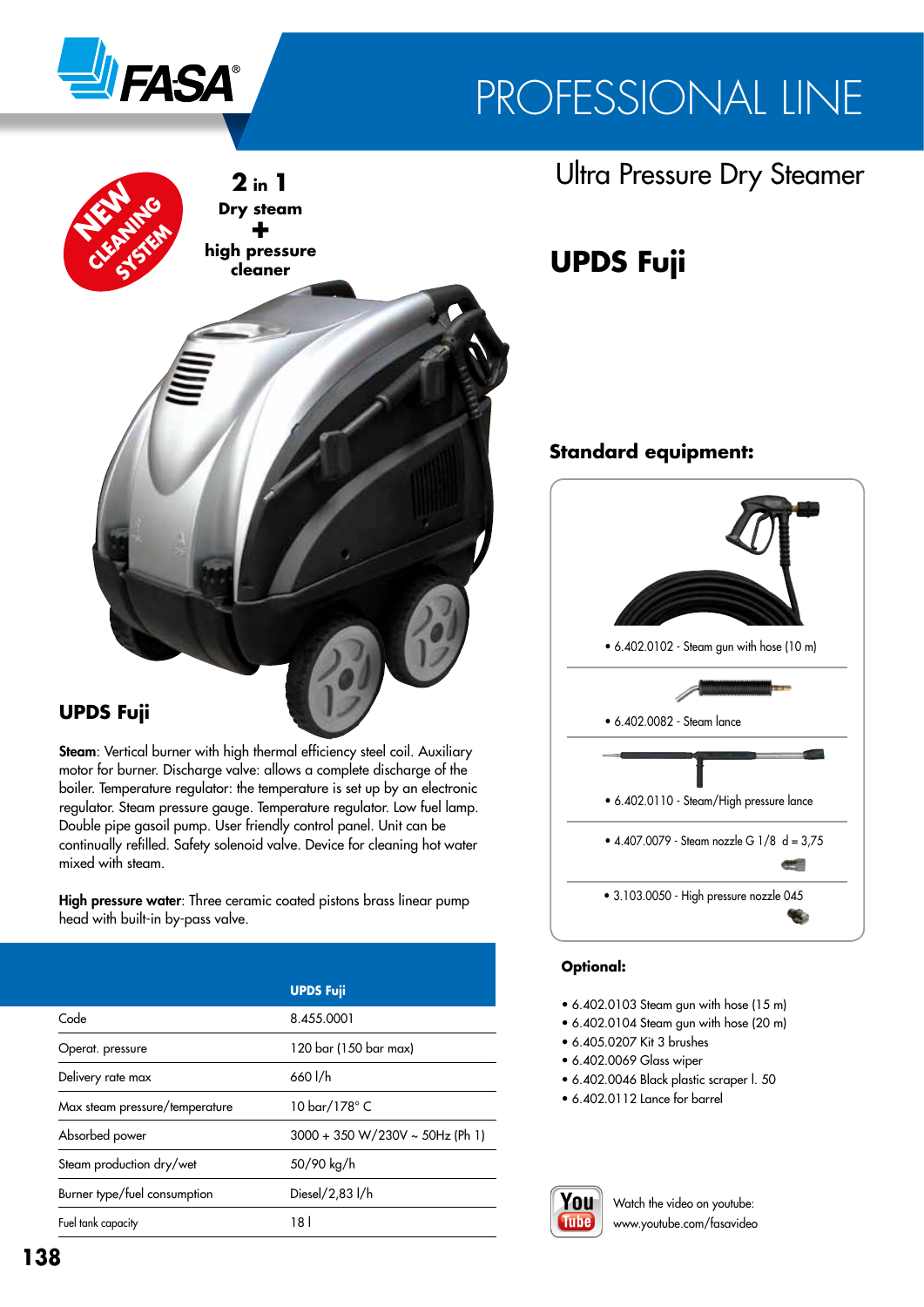# PROFESSIONAL LINE

## Ultra Pressure Dry Steamer

# UPDS Fuji

NEW CLEANING SYSTEM

**2 in 1**
**Dry steam**
**+**
**high pressure cleaner**

## UPDS Fuji

**Steam**: Vertical burner with high thermal efficiency steel coil. Auxiliary motor for burner. Discharge valve: allows a complete discharge of the boiler. Temperature regulator: the temperature is set up by an electronic regulator. Steam pressure gauge. Temperature regulator. Low fuel lamp. Double pipe gasoil pump. User friendly control panel. Unit can be continually refilled. Safety solenoid valve. Device for cleaning hot water mixed with steam.

**High pressure water**: Three ceramic coated pistons brass linear pump head with built-in by-pass valve.

| | UPDS Fuji |
|---|---|
| Code | 8.455.0001 |
| Operat. pressure | 120 bar (150 bar max) |
| Delivery rate max | 660 l/h |
| Max steam pressure/temperature | 10 bar/178° C |
| Absorbed power | 3000 + 350 W/230V ~ 50Hz (Ph 1) |
| Steam production dry/wet | 50/90 kg/h |
| Burner type/fuel consumption | Diesel/2,83 l/h |
| Fuel tank capacity | 18 l |

### Standard equipment:

- 6.402.0102 - Steam gun with hose (10 m)
- 6.402.0082 - Steam lance
- 6.402.0110 - Steam/High pressure lance
- 4.407.0079 - Steam nozzle G 1/8 d = 3,75
- 3.103.0050 - High pressure nozzle 045

### Optional:

- 6.402.0103 Steam gun with hose (15 m)
- 6.402.0104 Steam gun with hose (20 m)
- 6.405.0207 Kit 3 brushes
- 6.402.0069 Glass wiper
- 6.402.0046 Black plastic scraper l. 50
- 6.402.0112 Lance for barrel

Watch the video on youtube:
www.youtube.com/fasavideo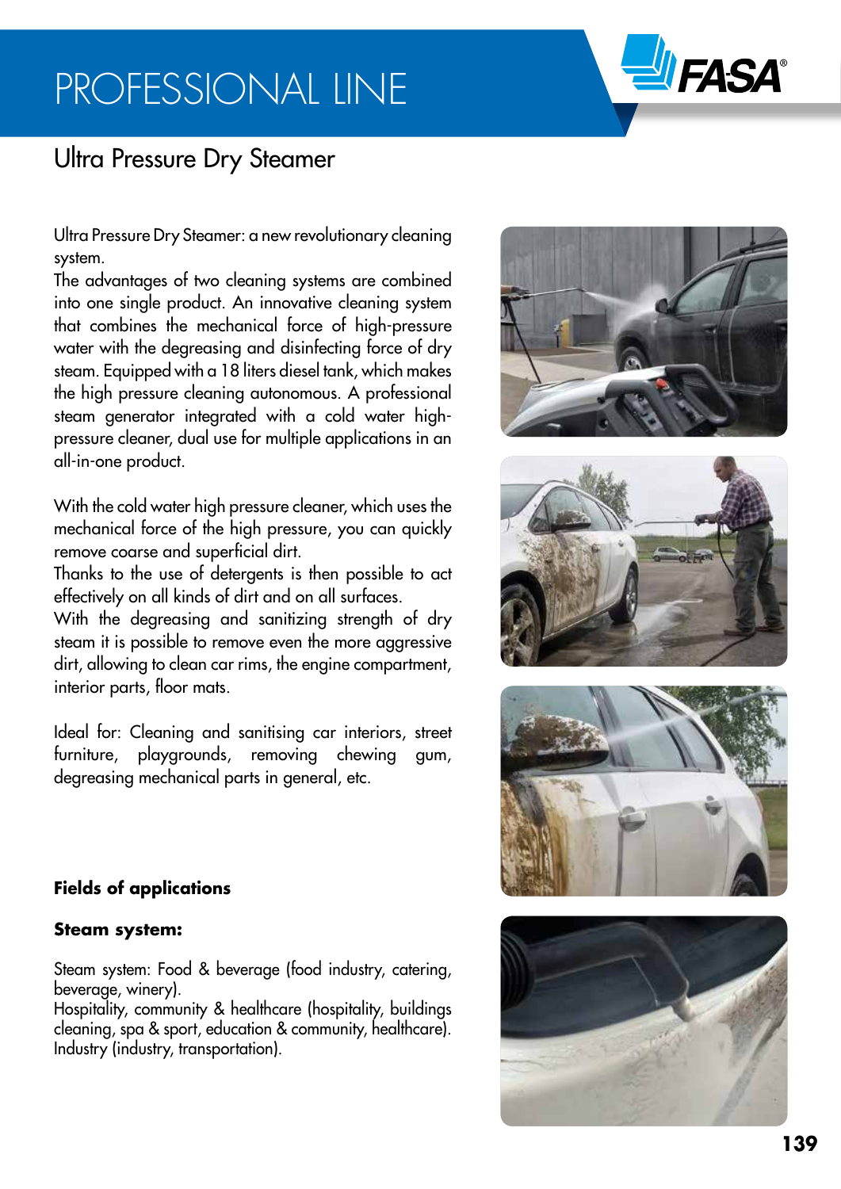# PROFESSIONAL LINE

## Ultra Pressure Dry Steamer

Ultra Pressure Dry Steamer: a new revolutionary cleaning system.
The advantages of two cleaning systems are combined into one single product. An innovative cleaning system that combines the mechanical force of high-pressure water with the degreasing and disinfecting force of dry steam. Equipped with a 18 liters diesel tank, which makes the high pressure cleaning autonomous. A professional steam generator integrated with a cold water high-pressure cleaner, dual use for multiple applications in an all-in-one product.

With the cold water high pressure cleaner, which uses the mechanical force of the high pressure, you can quickly remove coarse and superficial dirt.
Thanks to the use of detergents is then possible to act effectively on all kinds of dirt and on all surfaces.
With the degreasing and sanitizing strength of dry steam it is possible to remove even the more aggressive dirt, allowing to clean car rims, the engine compartment, interior parts, floor mats.

Ideal for: Cleaning and sanitising car interiors, street furniture, playgrounds, removing chewing gum, degreasing mechanical parts in general, etc.

**Fields of applications**

**Steam system:**

Steam system: Food & beverage (food industry, catering, beverage, winery).
Hospitality, community & healthcare (hospitality, buildings cleaning, spa & sport, education & community, healthcare).
Industry (industry, transportation).